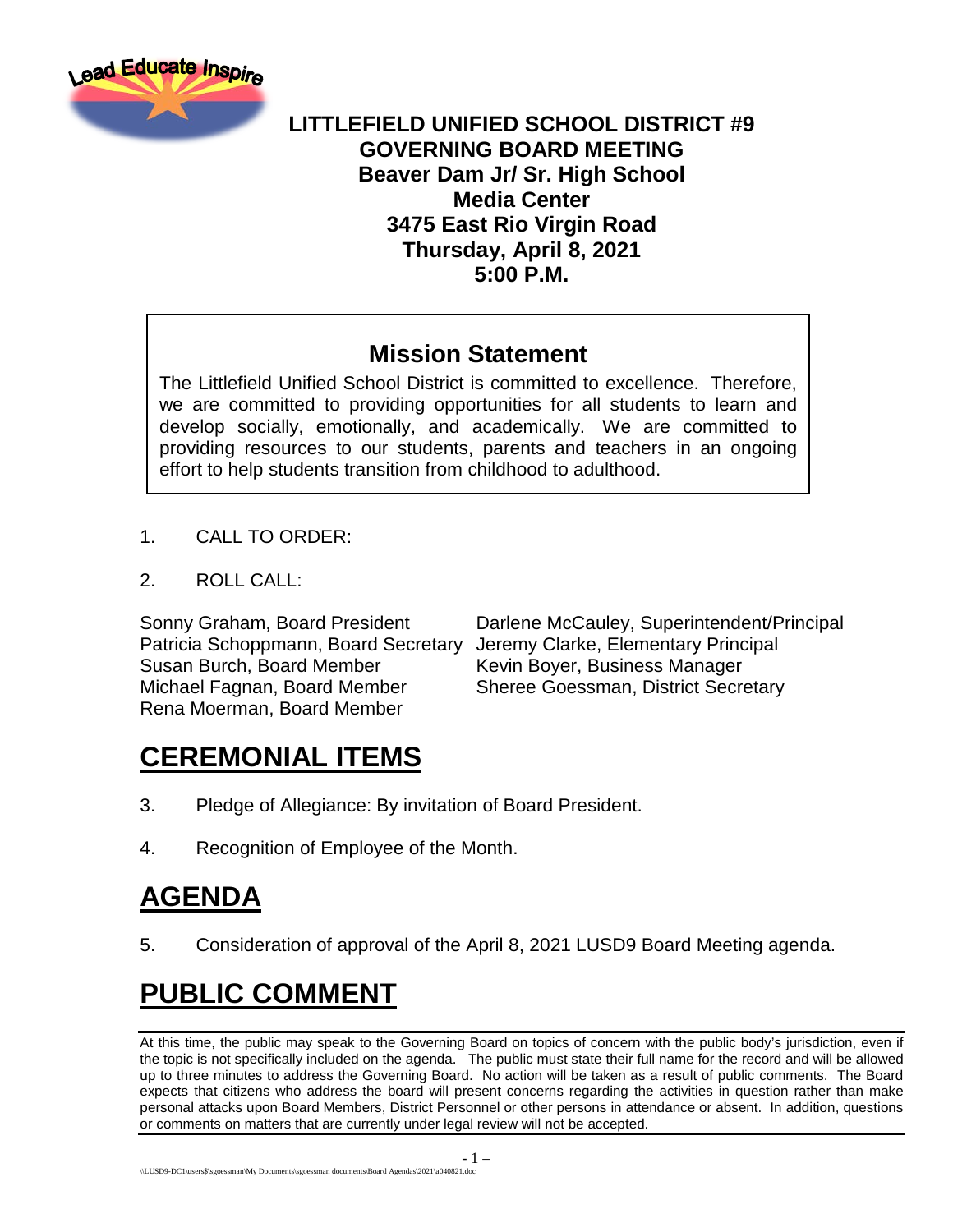Lead Educate Inspire

**LITTLEFIELD UNIFIED SCHOOL DISTRICT #9**
**GOVERNING BOARD MEETING**
**Beaver Dam Jr/ Sr. High School**
**Media Center**
**3475 East Rio Virgin Road**
**Thursday, April 8, 2021**
**5:00 P.M.**

## Mission Statement

The Littlefield Unified School District is committed to excellence. Therefore, we are committed to providing opportunities for all students to learn and develop socially, emotionally, and academically. We are committed to providing resources to our students, parents and teachers in an ongoing effort to help students transition from childhood to adulthood.

1. CALL TO ORDER:

2. ROLL CALL:

Sonny Graham, Board President
Patricia Schoppmann, Board Secretary
Susan Burch, Board Member
Michael Fagnan, Board Member
Rena Moerman, Board Member

Darlene McCauley, Superintendent/Principal
Jeremy Clarke, Elementary Principal
Kevin Boyer, Business Manager
Sheree Goessman, District Secretary

# CEREMONIAL ITEMS

3. Pledge of Allegiance: By invitation of Board President.

4. Recognition of Employee of the Month.

# AGENDA

5. Consideration of approval of the April 8, 2021 LUSD9 Board Meeting agenda.

# PUBLIC COMMENT

At this time, the public may speak to the Governing Board on topics of concern with the public body's jurisdiction, even if the topic is not specifically included on the agenda. The public must state their full name for the record and will be allowed up to three minutes to address the Governing Board. No action will be taken as a result of public comments. The Board expects that citizens who address the board will present concerns regarding the activities in question rather than make personal attacks upon Board Members, District Personnel or other persons in attendance or absent. In addition, questions or comments on matters that are currently under legal review will not be accepted.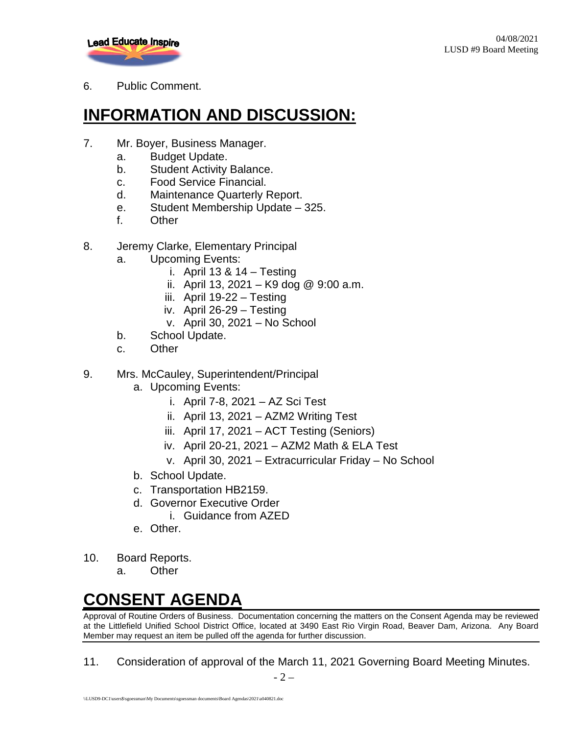6. Public Comment.

## INFORMATION AND DISCUSSION:

7. Mr. Boyer, Business Manager.
   a. Budget Update.
   b. Student Activity Balance.
   c. Food Service Financial.
   d. Maintenance Quarterly Report.
   e. Student Membership Update – 325.
   f. Other

8. Jeremy Clarke, Elementary Principal
   a. Upcoming Events:
      i. April 13 & 14 – Testing
      ii. April 13, 2021 – K9 dog @ 9:00 a.m.
      iii. April 19-22 – Testing
      iv. April 26-29 – Testing
      v. April 30, 2021 – No School
   b. School Update.
   c. Other

9. Mrs. McCauley, Superintendent/Principal
   a. Upcoming Events:
      i. April 7-8, 2021 – AZ Sci Test
      ii. April 13, 2021 – AZM2 Writing Test
      iii. April 17, 2021 – ACT Testing (Seniors)
      iv. April 20-21, 2021 – AZM2 Math & ELA Test
      v. April 30, 2021 – Extracurricular Friday – No School
   b. School Update.
   c. Transportation HB2159.
   d. Governor Executive Order
      i. Guidance from AZED
   e. Other.

10. Board Reports.
    a. Other

## CONSENT AGENDA

Approval of Routine Orders of Business. Documentation concerning the matters on the Consent Agenda may be reviewed at the Littlefield Unified School District Office, located at 3490 East Rio Virgin Road, Beaver Dam, Arizona. Any Board Member may request an item be pulled off the agenda for further discussion.

11. Consideration of approval of the March 11, 2021 Governing Board Meeting Minutes.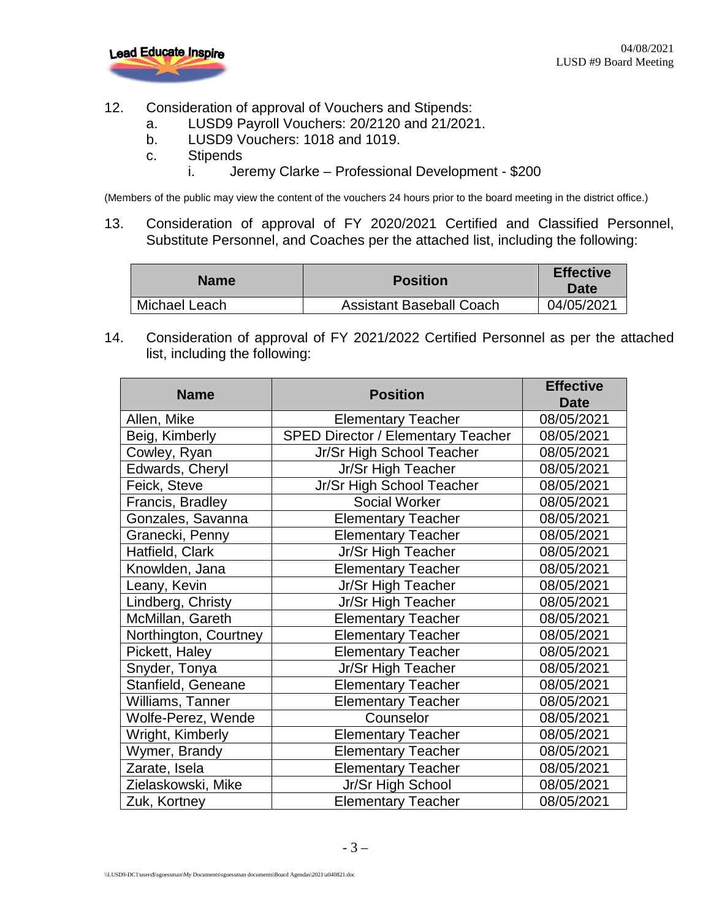12. Consideration of approval of Vouchers and Stipends:
    a. LUSD9 Payroll Vouchers: 20/2120 and 21/2021.
    b. LUSD9 Vouchers: 1018 and 1019.
    c. Stipends
        i. Jeremy Clarke – Professional Development - $200

(Members of the public may view the content of the vouchers 24 hours prior to the board meeting in the district office.)

13. Consideration of approval of FY 2020/2021 Certified and Classified Personnel, Substitute Personnel, and Coaches per the attached list, including the following:

| Name | Position | Effective Date |
|---|---|---|
| Michael Leach | Assistant Baseball Coach | 04/05/2021 |

14. Consideration of approval of FY 2021/2022 Certified Personnel as per the attached list, including the following:

| Name | Position | Effective Date |
|---|---|---|
| Allen, Mike | Elementary Teacher | 08/05/2021 |
| Beig, Kimberly | SPED Director / Elementary Teacher | 08/05/2021 |
| Cowley, Ryan | Jr/Sr High School Teacher | 08/05/2021 |
| Edwards, Cheryl | Jr/Sr High Teacher | 08/05/2021 |
| Feick, Steve | Jr/Sr High School Teacher | 08/05/2021 |
| Francis, Bradley | Social Worker | 08/05/2021 |
| Gonzales, Savanna | Elementary Teacher | 08/05/2021 |
| Granecki, Penny | Elementary Teacher | 08/05/2021 |
| Hatfield, Clark | Jr/Sr High Teacher | 08/05/2021 |
| Knowlden, Jana | Elementary Teacher | 08/05/2021 |
| Leany, Kevin | Jr/Sr High Teacher | 08/05/2021 |
| Lindberg, Christy | Jr/Sr High Teacher | 08/05/2021 |
| McMillan, Gareth | Elementary Teacher | 08/05/2021 |
| Northington, Courtney | Elementary Teacher | 08/05/2021 |
| Pickett, Haley | Elementary Teacher | 08/05/2021 |
| Snyder, Tonya | Jr/Sr High Teacher | 08/05/2021 |
| Stanfield, Geneane | Elementary Teacher | 08/05/2021 |
| Williams, Tanner | Elementary Teacher | 08/05/2021 |
| Wolfe-Perez, Wende | Counselor | 08/05/2021 |
| Wright, Kimberly | Elementary Teacher | 08/05/2021 |
| Wymer, Brandy | Elementary Teacher | 08/05/2021 |
| Zarate, Isela | Elementary Teacher | 08/05/2021 |
| Zielaskowski, Mike | Jr/Sr High School | 08/05/2021 |
| Zuk, Kortney | Elementary Teacher | 08/05/2021 |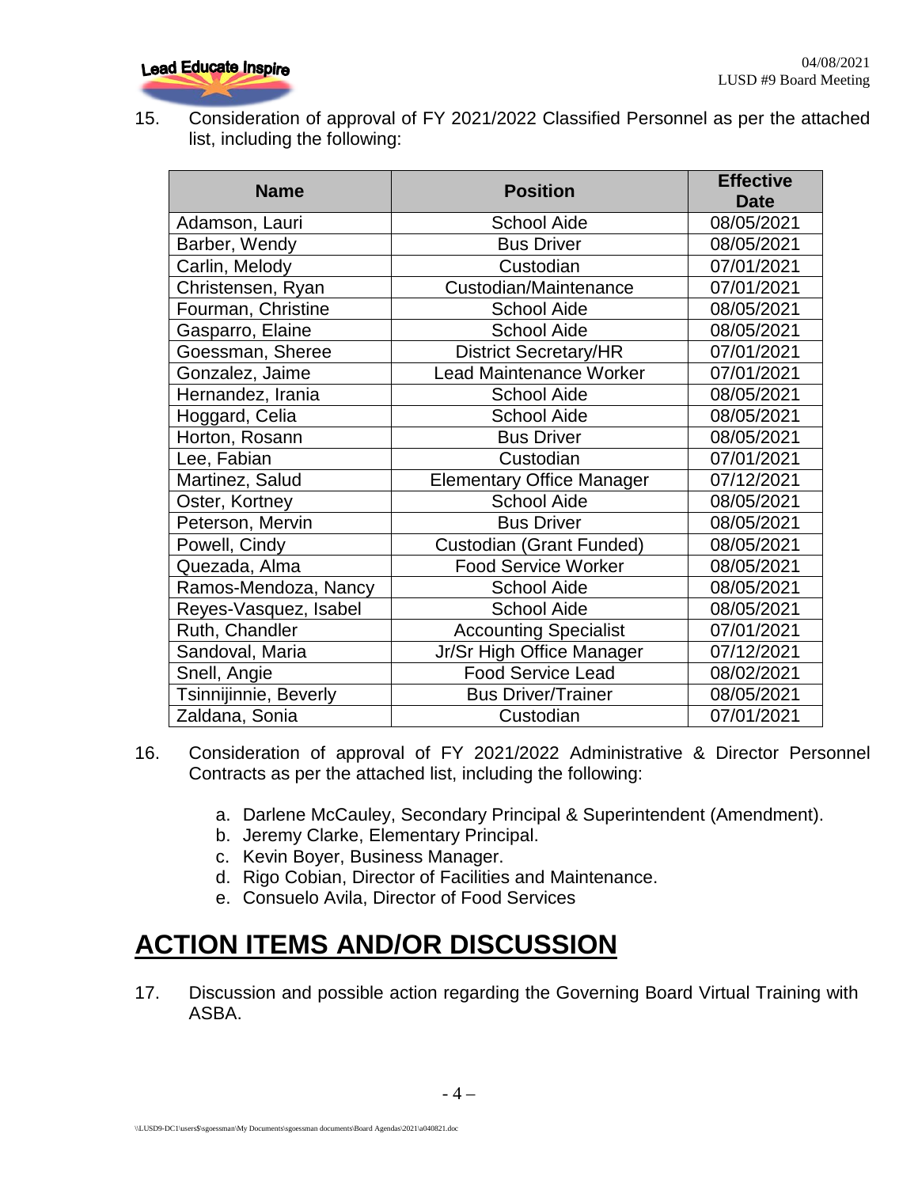15. Consideration of approval of FY 2021/2022 Classified Personnel as per the attached list, including the following:

| Name | Position | Effective Date |
|---|---|---|
| Adamson, Lauri | School Aide | 08/05/2021 |
| Barber, Wendy | Bus Driver | 08/05/2021 |
| Carlin, Melody | Custodian | 07/01/2021 |
| Christensen, Ryan | Custodian/Maintenance | 07/01/2021 |
| Fourman, Christine | School Aide | 08/05/2021 |
| Gasparro, Elaine | School Aide | 08/05/2021 |
| Goessman, Sheree | District Secretary/HR | 07/01/2021 |
| Gonzalez, Jaime | Lead Maintenance Worker | 07/01/2021 |
| Hernandez, Irania | School Aide | 08/05/2021 |
| Hoggard, Celia | School Aide | 08/05/2021 |
| Horton, Rosann | Bus Driver | 08/05/2021 |
| Lee, Fabian | Custodian | 07/01/2021 |
| Martinez, Salud | Elementary Office Manager | 07/12/2021 |
| Oster, Kortney | School Aide | 08/05/2021 |
| Peterson, Mervin | Bus Driver | 08/05/2021 |
| Powell, Cindy | Custodian (Grant Funded) | 08/05/2021 |
| Quezada, Alma | Food Service Worker | 08/05/2021 |
| Ramos-Mendoza, Nancy | School Aide | 08/05/2021 |
| Reyes-Vasquez, Isabel | School Aide | 08/05/2021 |
| Ruth, Chandler | Accounting Specialist | 07/01/2021 |
| Sandoval, Maria | Jr/Sr High Office Manager | 07/12/2021 |
| Snell, Angie | Food Service Lead | 08/02/2021 |
| Tsinnijinnie, Beverly | Bus Driver/Trainer | 08/05/2021 |
| Zaldana, Sonia | Custodian | 07/01/2021 |

16. Consideration of approval of FY 2021/2022 Administrative & Director Personnel Contracts as per the attached list, including the following:

    a. Darlene McCauley, Secondary Principal & Superintendent (Amendment).
    b. Jeremy Clarke, Elementary Principal.
    c. Kevin Boyer, Business Manager.
    d. Rigo Cobian, Director of Facilities and Maintenance.
    e. Consuelo Avila, Director of Food Services

# ACTION ITEMS AND/OR DISCUSSION

17. Discussion and possible action regarding the Governing Board Virtual Training with ASBA.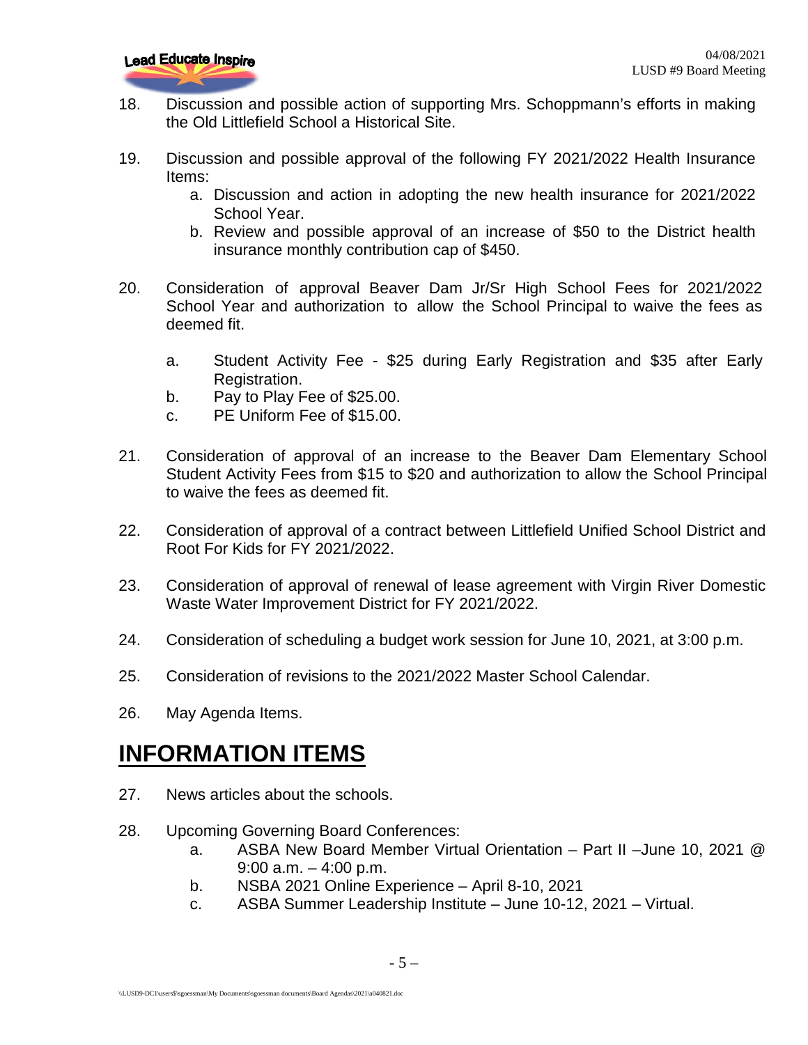18. Discussion and possible action of supporting Mrs. Schoppmann's efforts in making the Old Littlefield School a Historical Site.

19. Discussion and possible approval of the following FY 2021/2022 Health Insurance Items:
    a. Discussion and action in adopting the new health insurance for 2021/2022 School Year.
    b. Review and possible approval of an increase of $50 to the District health insurance monthly contribution cap of $450.

20. Consideration of approval Beaver Dam Jr/Sr High School Fees for 2021/2022 School Year and authorization to allow the School Principal to waive the fees as deemed fit.

    a. Student Activity Fee - $25 during Early Registration and $35 after Early Registration.
    b. Pay to Play Fee of $25.00.
    c. PE Uniform Fee of $15.00.

21. Consideration of approval of an increase to the Beaver Dam Elementary School Student Activity Fees from $15 to $20 and authorization to allow the School Principal to waive the fees as deemed fit.

22. Consideration of approval of a contract between Littlefield Unified School District and Root For Kids for FY 2021/2022.

23. Consideration of approval of renewal of lease agreement with Virgin River Domestic Waste Water Improvement District for FY 2021/2022.

24. Consideration of scheduling a budget work session for June 10, 2021, at 3:00 p.m.

25. Consideration of revisions to the 2021/2022 Master School Calendar.

26. May Agenda Items.

# INFORMATION ITEMS

27. News articles about the schools.

28. Upcoming Governing Board Conferences:
    a. ASBA New Board Member Virtual Orientation – Part II –June 10, 2021 @ 9:00 a.m. – 4:00 p.m.
    b. NSBA 2021 Online Experience – April 8-10, 2021
    c. ASBA Summer Leadership Institute – June 10-12, 2021 – Virtual.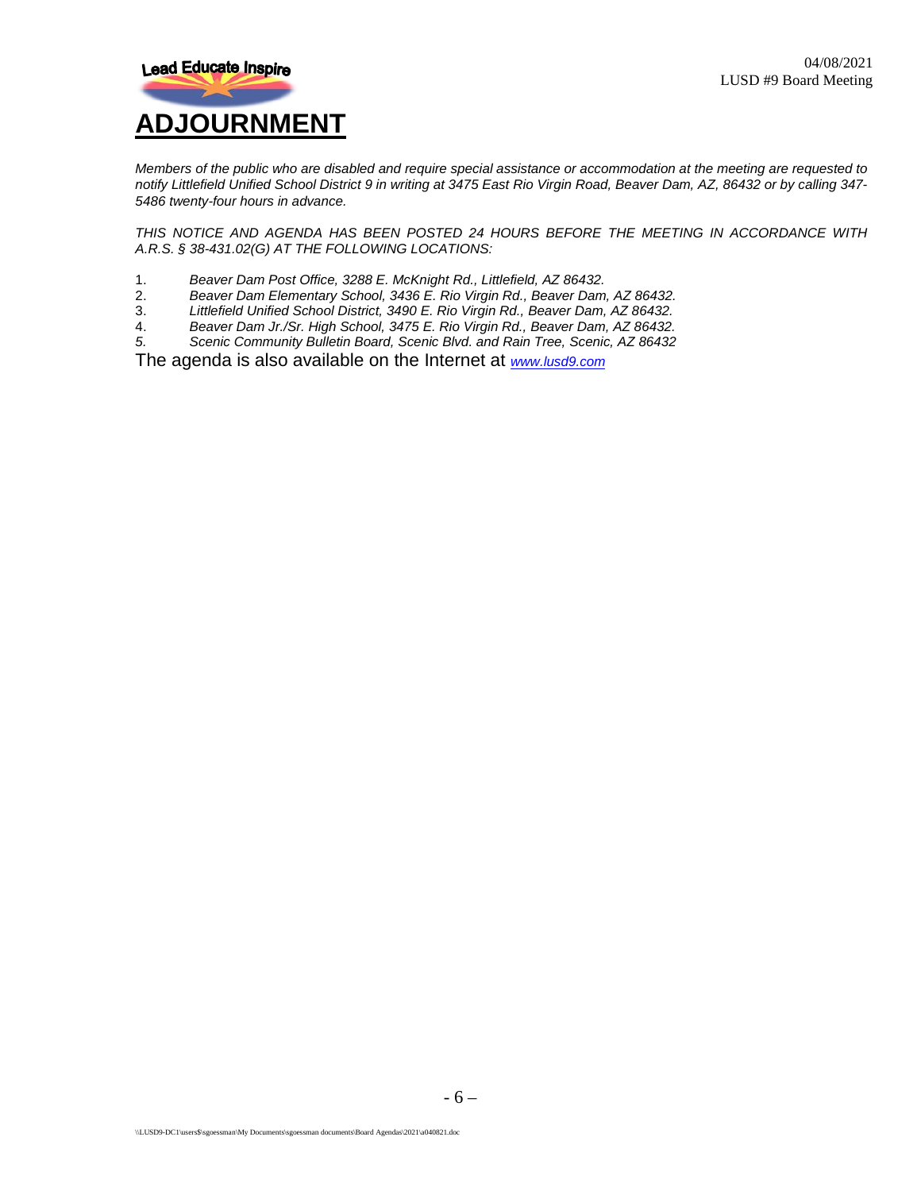# ADJOURNMENT

*Members of the public who are disabled and require special assistance or accommodation at the meeting are requested to notify Littlefield Unified School District 9 in writing at 3475 East Rio Virgin Road, Beaver Dam, AZ, 86432 or by calling 347-5486 twenty-four hours in advance.*

*THIS NOTICE AND AGENDA HAS BEEN POSTED 24 HOURS BEFORE THE MEETING IN ACCORDANCE WITH A.R.S. § 38-431.02(G) AT THE FOLLOWING LOCATIONS:*

1. *Beaver Dam Post Office, 3288 E. McKnight Rd., Littlefield, AZ 86432.*
2. *Beaver Dam Elementary School, 3436 E. Rio Virgin Rd., Beaver Dam, AZ 86432.*
3. *Littlefield Unified School District, 3490 E. Rio Virgin Rd., Beaver Dam, AZ 86432.*
4. *Beaver Dam Jr./Sr. High School, 3475 E. Rio Virgin Rd., Beaver Dam, AZ 86432.*
5. *Scenic Community Bulletin Board, Scenic Blvd. and Rain Tree, Scenic, AZ 86432*

The agenda is also available on the Internet at *www.lusd9.com*